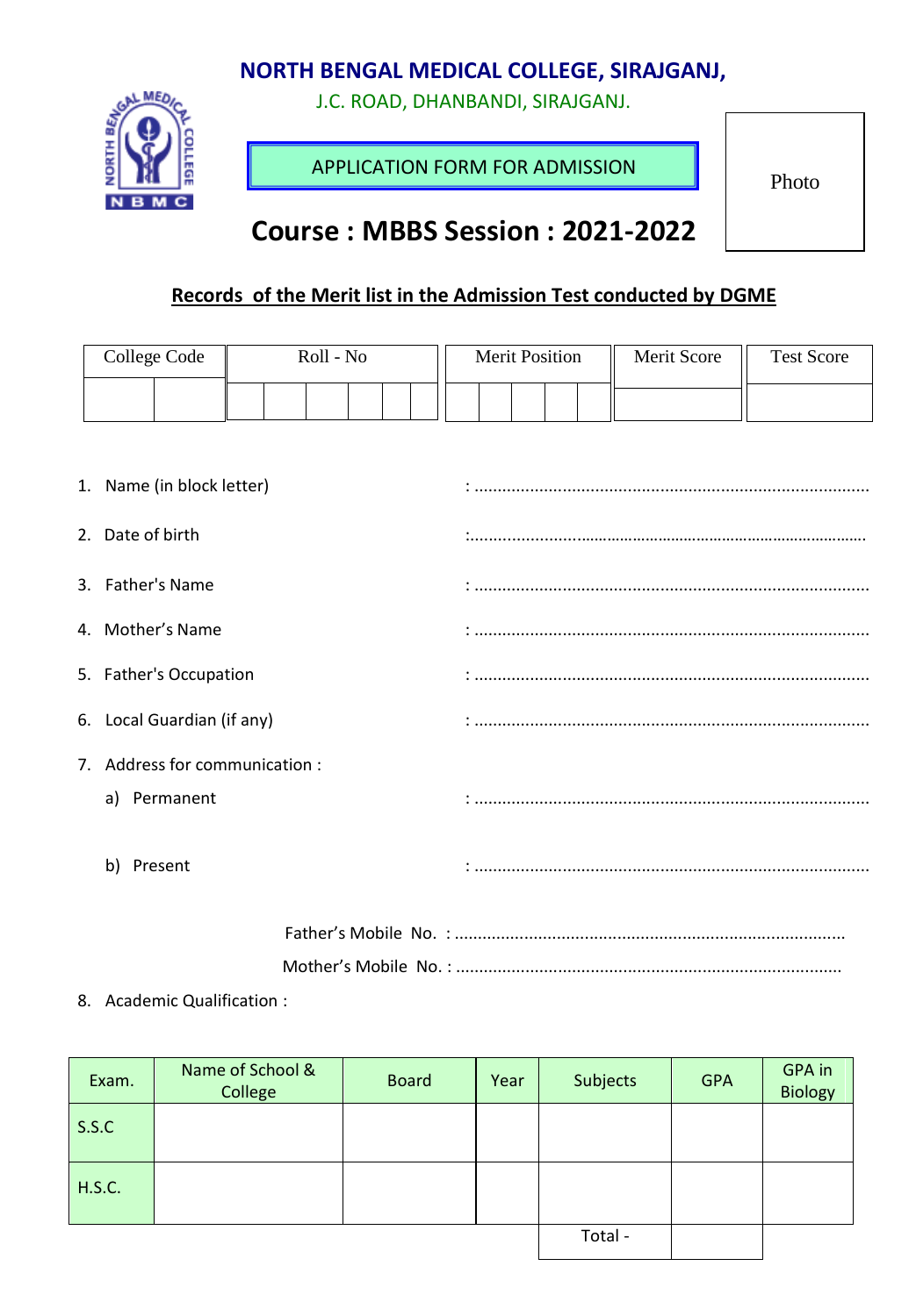# NORTH BENGAL MEDICAL COLLEGE, SIRAJGANJ,

J.C. ROAD, DHANBANDI, SIRAJGANJ.

APPLICATION FORM FOR ADMISSION

Photo

## Course : MBBS Session : 2021-2022

**<u>Records of the Merit list in the Admission Test conducted by DGME</u>**

| College Code | Roll - No | Merit Position | Merit Score | Test Score |
|---|---|---|---|---|
| | | | | |

1. Name (in block letter) : ....................................................................................
2. Date of birth :........................................................................................
3. Father's Name : ....................................................................................
4. Mother's Name : ....................................................................................
5. Father's Occupation : ....................................................................................
6. Local Guardian (if any) : ....................................................................................
7. Address for communication :
   a) Permanent : ....................................................................................
   b) Present : ....................................................................................

Father's Mobile No. : ...................................................................................

Mother's Mobile No. : ..................................................................................

8. Academic Qualification :

| Exam. | Name of School & College | Board | Year | Subjects | GPA | GPA in Biology |
|---|---|---|---|---|---|---|
| S.S.C | | | | | | |
| H.S.C. | | | | | | |
| | | | | Total - | | |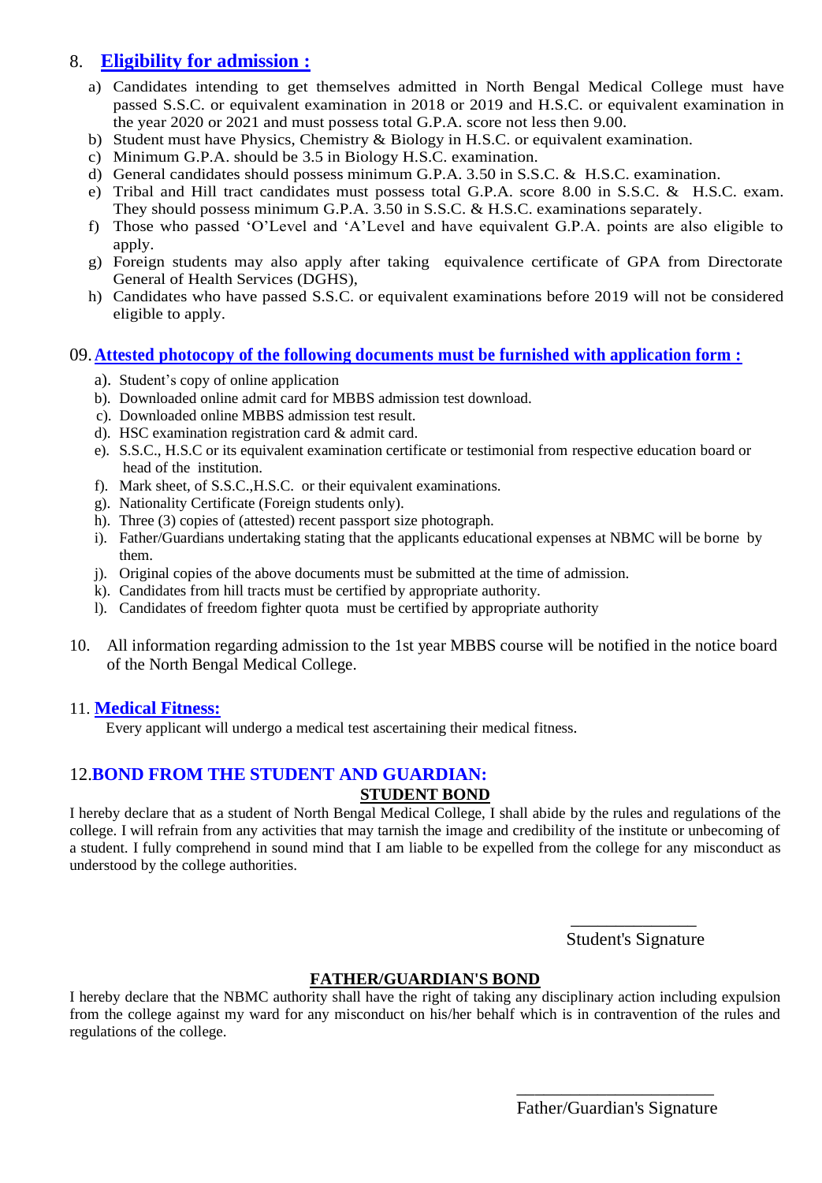## 8. **Eligibility for admission :**

a) Candidates intending to get themselves admitted in North Bengal Medical College must have passed S.S.C. or equivalent examination in 2018 or 2019 and H.S.C. or equivalent examination in the year 2020 or 2021 and must possess total G.P.A. score not less then 9.00.
b) Student must have Physics, Chemistry & Biology in H.S.C. or equivalent examination.
c) Minimum G.P.A. should be 3.5 in Biology H.S.C. examination.
d) General candidates should possess minimum G.P.A. 3.50 in S.S.C. & H.S.C. examination.
e) Tribal and Hill tract candidates must possess total G.P.A. score 8.00 in S.S.C. & H.S.C. exam. They should possess minimum G.P.A. 3.50 in S.S.C. & H.S.C. examinations separately.
f) Those who passed 'O'Level and 'A'Level and have equivalent G.P.A. points are also eligible to apply.
g) Foreign students may also apply after taking equivalence certificate of GPA from Directorate General of Health Services (DGHS),
h) Candidates who have passed S.S.C. or equivalent examinations before 2019 will not be considered eligible to apply.

## 09. **Attested photocopy of the following documents must be furnished with application form :**

a). Student's copy of online application
b). Downloaded online admit card for MBBS admission test download.
c). Downloaded online MBBS admission test result.
d). HSC examination registration card & admit card.
e). S.S.C., H.S.C or its equivalent examination certificate or testimonial from respective education board or head of the institution.
f). Mark sheet, of S.S.C.,H.S.C. or their equivalent examinations.
g). Nationality Certificate (Foreign students only).
h). Three (3) copies of (attested) recent passport size photograph.
i). Father/Guardians undertaking stating that the applicants educational expenses at NBMC will be borne by them.
j). Original copies of the above documents must be submitted at the time of admission.
k). Candidates from hill tracts must be certified by appropriate authority.
l). Candidates of freedom fighter quota must be certified by appropriate authority

10. All information regarding admission to the 1st year MBBS course will be notified in the notice board of the North Bengal Medical College.

## 11. **Medical Fitness:**

Every applicant will undergo a medical test ascertaining their medical fitness.

## 12. **BOND FROM THE STUDENT AND GUARDIAN:**

### **STUDENT BOND**

I hereby declare that as a student of North Bengal Medical College, I shall abide by the rules and regulations of the college. I will refrain from any activities that may tarnish the image and credibility of the institute or unbecoming of a student. I fully comprehend in sound mind that I am liable to be expelled from the college for any misconduct as understood by the college authorities.

\_\_\_\_\_\_\_\_\_\_\_\_\_\_\_

Student's Signature

### **FATHER/GUARDIAN'S BOND**

I hereby declare that the NBMC authority shall have the right of taking any disciplinary action including expulsion from the college against my ward for any misconduct on his/her behalf which is in contravention of the rules and regulations of the college.

\_\_\_\_\_\_\_\_\_\_\_\_\_\_\_\_\_\_\_\_\_\_\_

Father/Guardian's Signature